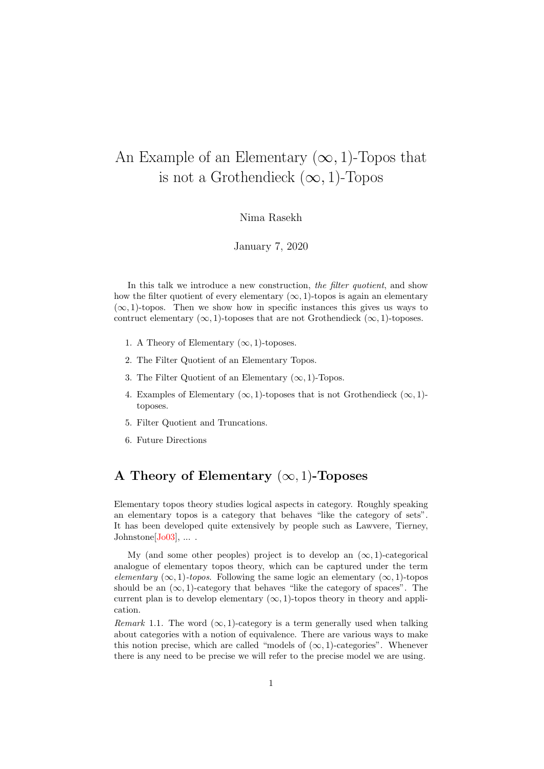# An Example of an Elementary $(\infty, 1)$-Topos that is not a Grothendieck $(\infty, 1)$-Topos

Nima Rasekh

January 7, 2020

In this talk we introduce a new construction, *the filter quotient*, and show how the filter quotient of every elementary $(\infty, 1)$-topos is again an elementary $(\infty, 1)$-topos. Then we show how in specific instances this gives us ways to contruct elementary $(\infty, 1)$-toposes that are not Grothendieck $(\infty, 1)$-toposes.

1. A Theory of Elementary $(\infty, 1)$-toposes.
2. The Filter Quotient of an Elementary Topos.
3. The Filter Quotient of an Elementary $(\infty, 1)$-Topos.
4. Examples of Elementary $(\infty, 1)$-toposes that is not Grothendieck $(\infty, 1)$-toposes.
5. Filter Quotient and Truncations.
6. Future Directions

## A Theory of Elementary $(\infty, 1)$-Toposes

Elementary topos theory studies logical aspects in category. Roughly speaking an elementary topos is a category that behaves "like the category of sets". It has been developed quite extensively by people such as Lawvere, Tierney, Johnstone[Jo03], ... .

My (and some other peoples) project is to develop an $(\infty, 1)$-categorical analogue of elementary topos theory, which can be captured under the term *elementary* $(\infty, 1)$*-topos*. Following the same logic an elementary $(\infty, 1)$-topos should be an $(\infty, 1)$-category that behaves "like the category of spaces". The current plan is to develop elementary $(\infty, 1)$-topos theory in theory and application.

*Remark* 1.1. The word $(\infty, 1)$-category is a term generally used when talking about categories with a notion of equivalence. There are various ways to make this notion precise, which are called "models of $(\infty, 1)$-categories". Whenever there is any need to be precise we will refer to the precise model we are using.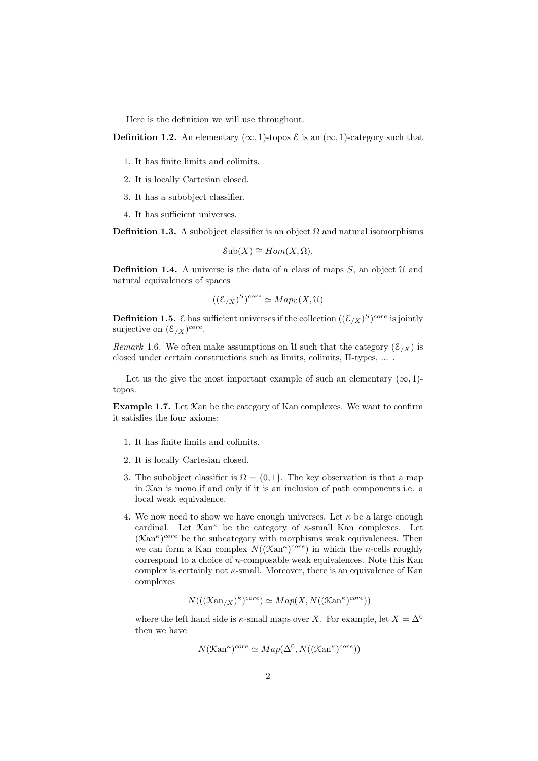Here is the definition we will use throughout.

**Definition 1.2.** An elementary $(\infty, 1)$-topos $\mathcal{E}$ is an $(\infty, 1)$-category such that

1. It has finite limits and colimits.
2. It is locally Cartesian closed.
3. It has a subobject classifier.
4. It has sufficient universes.

**Definition 1.3.** A subobject classifier is an object $\Omega$ and natural isomorphisms

$$\mathcal{S}\mathrm{ub}(X) \cong Hom(X, \Omega).$$

**Definition 1.4.** A universe is the data of a class of maps $S$, an object $\mathcal{U}$ and natural equivalences of spaces

$$((\mathcal{E}_{/X})^S)^{core} \simeq Map_{\mathcal{E}}(X, \mathcal{U})$$

**Definition 1.5.** $\mathcal{E}$ has sufficient universes if the collection $((\mathcal{E}_{/X})^S)^{core}$ is jointly surjective on $(\mathcal{E}_{/X})^{core}$.

*Remark* 1.6. We often make assumptions on $\mathcal{U}$ such that the category $(\mathcal{E}_{/X})$ is closed under certain constructions such as limits, colimits, $\Pi$-types, ... .

Let us the give the most important example of such an elementary $(\infty, 1)$-topos.

**Example 1.7.** Let $\mathcal{K}$an be the category of Kan complexes. We want to confirm it satisfies the four axioms:

1. It has finite limits and colimits.
2. It is locally Cartesian closed.
3. The subobject classifier is $\Omega = \{0, 1\}$. The key observation is that a map in $\mathcal{K}$an is mono if and only if it is an inclusion of path components i.e. a local weak equivalence.
4. We now need to show we have enough universes. Let $\kappa$ be a large enough cardinal. Let $\mathcal{K}\mathrm{an}^{\kappa}$ be the category of $\kappa$-small Kan complexes. Let $(\mathcal{K}\mathrm{an}^{\kappa})^{core}$ be the subcategory with morphisms weak equivalences. Then we can form a Kan complex $N((\mathcal{K}\mathrm{an}^{\kappa})^{core})$ in which the $n$-cells roughly correspond to a choice of $n$-composable weak equivalences. Note this Kan complex is certainly not $\kappa$-small. Moreover, there is an equivalence of Kan complexes

$$N(((\mathcal{K}\mathrm{an}_{/X})^{\kappa})^{core}) \simeq Map(X, N((\mathcal{K}\mathrm{an}^{\kappa})^{core}))$$

where the left hand side is $\kappa$-small maps over $X$. For example, let $X = \Delta^0$ then we have

$$N(\mathcal{K}\mathrm{an}^{\kappa})^{core} \simeq Map(\Delta^0, N((\mathcal{K}\mathrm{an}^{\kappa})^{core}))$$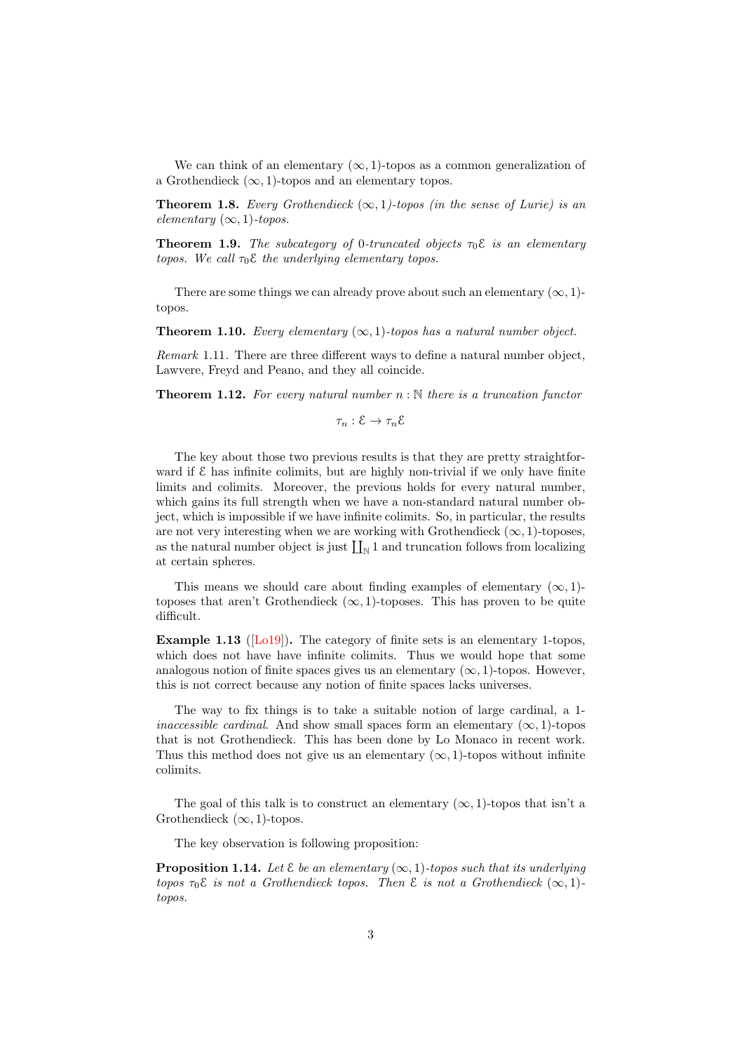We can think of an elementary $(\infty, 1)$-topos as a common generalization of a Grothendieck $(\infty, 1)$-topos and an elementary topos.

**Theorem 1.8.** *Every Grothendieck $(\infty, 1)$-topos (in the sense of Lurie) is an elementary $(\infty, 1)$-topos.*

**Theorem 1.9.** *The subcategory of 0-truncated objects $\tau_0\mathcal{E}$ is an elementary topos. We call $\tau_0\mathcal{E}$ the underlying elementary topos.*

There are some things we can already prove about such an elementary $(\infty, 1)$-topos.

**Theorem 1.10.** *Every elementary $(\infty, 1)$-topos has a natural number object.*

*Remark* 1.11. There are three different ways to define a natural number object, Lawvere, Freyd and Peano, and they all coincide.

**Theorem 1.12.** *For every natural number $n : \mathbb{N}$ there is a truncation functor*

$$\tau_n : \mathcal{E} \to \tau_n\mathcal{E}$$

The key about those two previous results is that they are pretty straightforward if $\mathcal{E}$ has infinite colimits, but are highly non-trivial if we only have finite limits and colimits. Moreover, the previous holds for every natural number, which gains its full strength when we have a non-standard natural number object, which is impossible if we have infinite colimits. So, in particular, the results are not very interesting when we are working with Grothendieck $(\infty, 1)$-toposes, as the natural number object is just $\coprod_{\mathbb{N}} 1$ and truncation follows from localizing at certain spheres.

This means we should care about finding examples of elementary $(\infty, 1)$-toposes that aren't Grothendieck $(\infty, 1)$-toposes. This has proven to be quite difficult.

**Example 1.13** ([Lo19])**.** The category of finite sets is an elementary 1-topos, which does not have have infinite colimits. Thus we would hope that some analogous notion of finite spaces gives us an elementary $(\infty, 1)$-topos. However, this is not correct because any notion of finite spaces lacks universes.

The way to fix things is to take a suitable notion of large cardinal, a 1-*inaccessible cardinal*. And show small spaces form an elementary $(\infty, 1)$-topos that is not Grothendieck. This has been done by Lo Monaco in recent work. Thus this method does not give us an elementary $(\infty, 1)$-topos without infinite colimits.

The goal of this talk is to construct an elementary $(\infty, 1)$-topos that isn't a Grothendieck $(\infty, 1)$-topos.

The key observation is following proposition:

**Proposition 1.14.** *Let $\mathcal{E}$ be an elementary $(\infty, 1)$-topos such that its underlying topos $\tau_0\mathcal{E}$ is not a Grothendieck topos. Then $\mathcal{E}$ is not a Grothendieck $(\infty, 1)$-topos.*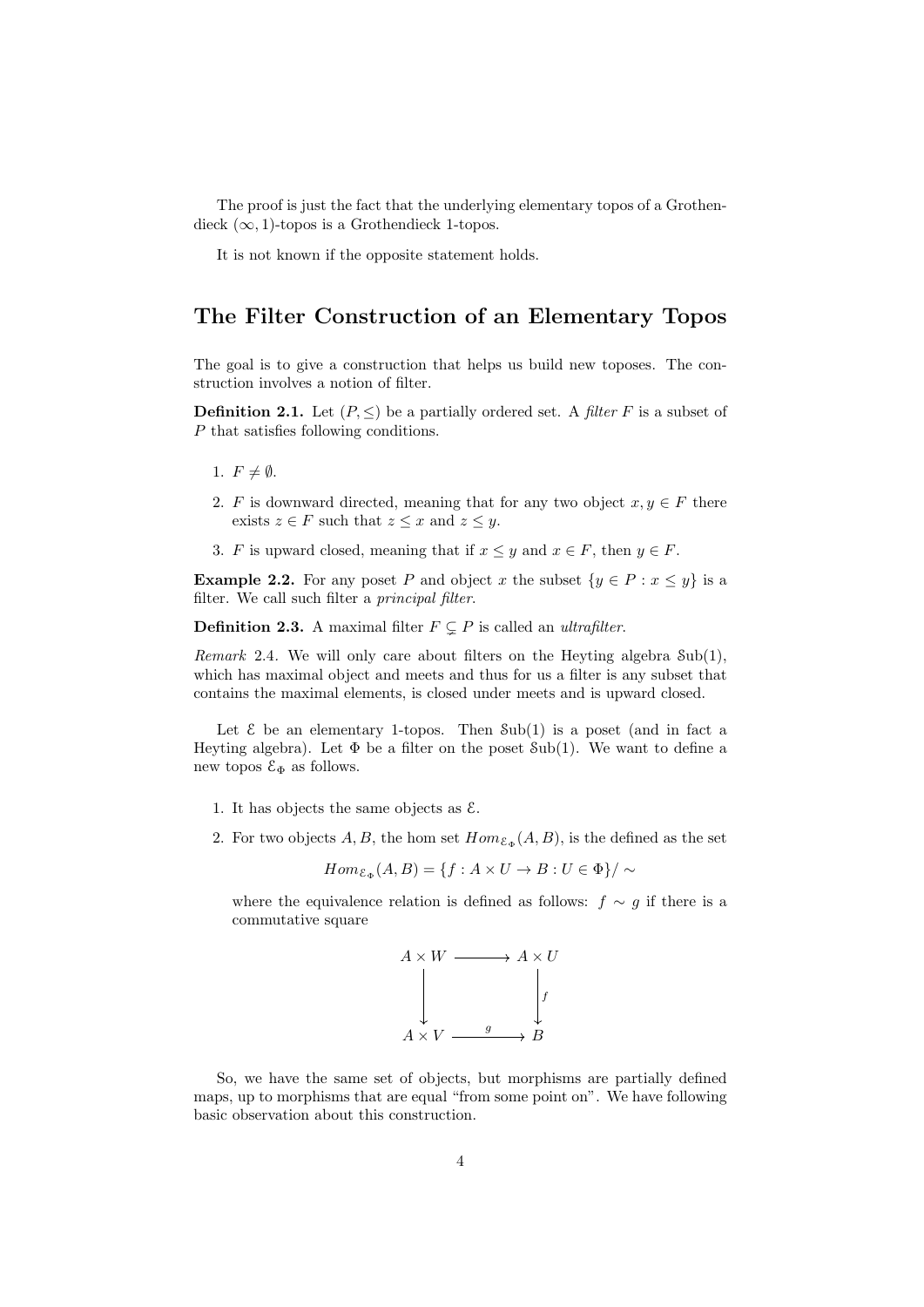The proof is just the fact that the underlying elementary topos of a Grothendieck $(\infty, 1)$-topos is a Grothendieck 1-topos.

It is not known if the opposite statement holds.

## The Filter Construction of an Elementary Topos

The goal is to give a construction that helps us build new toposes. The construction involves a notion of filter.

**Definition 2.1.** Let $(P, \leq)$ be a partially ordered set. A *filter* $F$ is a subset of $P$ that satisfies following conditions.

1. $F \neq \emptyset$.
2. $F$ is downward directed, meaning that for any two object $x, y \in F$ there exists $z \in F$ such that $z \leq x$ and $z \leq y$.
3. $F$ is upward closed, meaning that if $x \leq y$ and $x \in F$, then $y \in F$.

**Example 2.2.** For any poset $P$ and object $x$ the subset $\{y \in P : x \leq y\}$ is a filter. We call such filter a *principal filter*.

**Definition 2.3.** A maximal filter $F \subsetneq P$ is called an *ultrafilter*.

*Remark* 2.4. We will only care about filters on the Heyting algebra $\mathcal{S}\mathrm{ub}(1)$, which has maximal object and meets and thus for us a filter is any subset that contains the maximal elements, is closed under meets and is upward closed.

Let $\mathcal{E}$ be an elementary 1-topos. Then $\mathcal{S}\mathrm{ub}(1)$ is a poset (and in fact a Heyting algebra). Let $\Phi$ be a filter on the poset $\mathcal{S}\mathrm{ub}(1)$. We want to define a new topos $\mathcal{E}_\Phi$ as follows.

1. It has objects the same objects as $\mathcal{E}$.
2. For two objects $A, B$, the hom set $Hom_{\mathcal{E}_\Phi}(A, B)$, is the defined as the set

$$Hom_{\mathcal{E}_\Phi}(A, B) = \{f : A \times U \to B : U \in \Phi\} / \sim$$

where the equivalence relation is defined as follows: $f \sim g$ if there is a commutative square

$$\begin{array}{ccc} A \times W & \longrightarrow & A \times U \\ \big\downarrow & & \big\downarrow f \\ A \times V & \xrightarrow{\quad g \quad} & B \end{array}$$

So, we have the same set of objects, but morphisms are partially defined maps, up to morphisms that are equal "from some point on". We have following basic observation about this construction.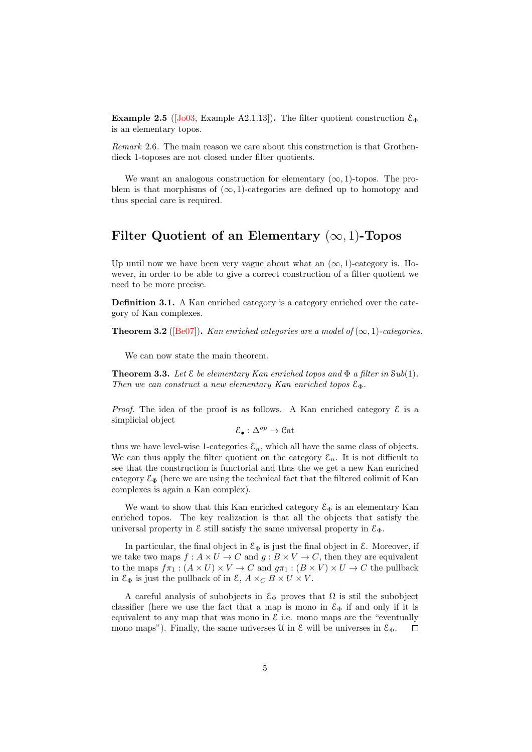**Example 2.5** ([Jo03, Example A2.1.13])**.** The filter quotient construction $\mathcal{E}_\Phi$ is an elementary topos.

*Remark* 2.6. The main reason we care about this construction is that Grothendieck 1-toposes are not closed under filter quotients.

We want an analogous construction for elementary $(\infty, 1)$-topos. The problem is that morphisms of $(\infty, 1)$-categories are defined up to homotopy and thus special care is required.

## Filter Quotient of an Elementary $(\infty, 1)$-Topos

Up until now we have been very vague about what an $(\infty, 1)$-category is. However, in order to be able to give a correct construction of a filter quotient we need to be more precise.

**Definition 3.1.** A Kan enriched category is a category enriched over the category of Kan complexes.

**Theorem 3.2** ([Be07])**.** *Kan enriched categories are a model of* $(\infty, 1)$*-categories.*

We can now state the main theorem.

**Theorem 3.3.** *Let* $\mathcal{E}$ *be elementary Kan enriched topos and* $\Phi$ *a filter in* $\mathcal{S}ub(1)$*. Then we can construct a new elementary Kan enriched topos* $\mathcal{E}_\Phi$*.*

*Proof.* The idea of the proof is as follows. A Kan enriched category $\mathcal{E}$ is a simplicial object

$$\mathcal{E}_\bullet : \Delta^{op} \to \mathcal{C}at$$

thus we have level-wise 1-categories $\mathcal{E}_n$, which all have the same class of objects. We can thus apply the filter quotient on the category $\mathcal{E}_n$. It is not difficult to see that the construction is functorial and thus the we get a new Kan enriched category $\mathcal{E}_\Phi$ (here we are using the technical fact that the filtered colimit of Kan complexes is again a Kan complex).

We want to show that this Kan enriched category $\mathcal{E}_\Phi$ is an elementary Kan enriched topos. The key realization is that all the objects that satisfy the universal property in $\mathcal{E}$ still satisfy the same universal property in $\mathcal{E}_\Phi$.

In particular, the final object in $\mathcal{E}_\Phi$ is just the final object in $\mathcal{E}$. Moreover, if we take two maps $f : A \times U \to C$ and $g : B \times V \to C$, then they are equivalent to the maps $f\pi_1 : (A \times U) \times V \to C$ and $g\pi_1 : (B \times V) \times U \to C$ the pullback in $\mathcal{E}_\Phi$ is just the pullback of in $\mathcal{E}$, $A \times_C B \times U \times V$.

A careful analysis of subobjects in $\mathcal{E}_\Phi$ proves that $\Omega$ is stil the subobject classifier (here we use the fact that a map is mono in $\mathcal{E}_\Phi$ if and only if it is equivalent to any map that was mono in $\mathcal{E}$ i.e. mono maps are the "eventually mono maps"). Finally, the same universes $\mathcal{U}$ in $\mathcal{E}$ will be universes in $\mathcal{E}_\Phi$. □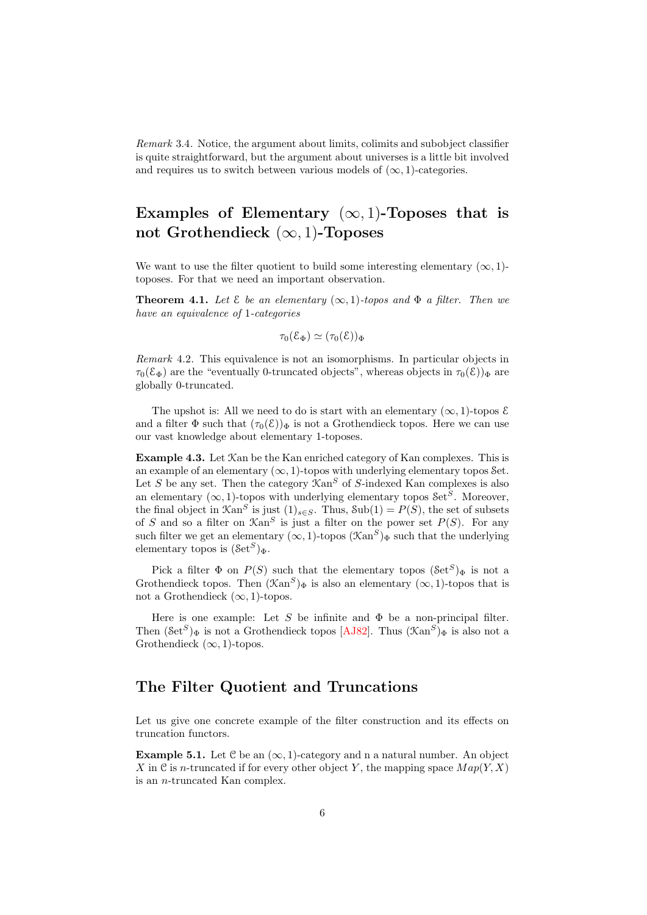*Remark* 3.4. Notice, the argument about limits, colimits and subobject classifier is quite straightforward, but the argument about universes is a little bit involved and requires us to switch between various models of $(\infty, 1)$-categories.

## Examples of Elementary $(\infty, 1)$-Toposes that is not Grothendieck $(\infty, 1)$-Toposes

We want to use the filter quotient to build some interesting elementary $(\infty, 1)$-toposes. For that we need an important observation.

**Theorem 4.1.** *Let $\mathcal{E}$ be an elementary $(\infty, 1)$-topos and $\Phi$ a filter. Then we have an equivalence of 1-categories*

$$\tau_0(\mathcal{E}_\Phi) \simeq (\tau_0(\mathcal{E}))_\Phi$$

*Remark* 4.2. This equivalence is not an isomorphisms. In particular objects in $\tau_0(\mathcal{E}_\Phi)$ are the "eventually 0-truncated objects", whereas objects in $\tau_0(\mathcal{E}))_\Phi$ are globally 0-truncated.

The upshot is: All we need to do is start with an elementary $(\infty, 1)$-topos $\mathcal{E}$ and a filter $\Phi$ such that $(\tau_0(\mathcal{E}))_\Phi$ is not a Grothendieck topos. Here we can use our vast knowledge about elementary 1-toposes.

**Example 4.3.** Let $\mathcal{K}an$ be the Kan enriched category of Kan complexes. This is an example of an elementary $(\infty, 1)$-topos with underlying elementary topos $\mathcal{S}et$. Let $S$ be any set. Then the category $\mathcal{K}an^S$ of $S$-indexed Kan complexes is also an elementary $(\infty, 1)$-topos with underlying elementary topos $\mathcal{S}et^S$. Moreover, the final object in $\mathcal{K}an^S$ is just $(1)_{s \in S}$. Thus, $\mathcal{S}ub(1) = P(S)$, the set of subsets of $S$ and so a filter on $\mathcal{K}an^S$ is just a filter on the power set $P(S)$. For any such filter we get an elementary $(\infty, 1)$-topos $(\mathcal{K}an^S)_\Phi$ such that the underlying elementary topos is $(\mathcal{S}et^S)_\Phi$.

Pick a filter $\Phi$ on $P(S)$ such that the elementary topos $(\mathcal{S}et^S)_\Phi$ is not a Grothendieck topos. Then $(\mathcal{K}an^S)_\Phi$ is also an elementary $(\infty, 1)$-topos that is not a Grothendieck $(\infty, 1)$-topos.

Here is one example: Let $S$ be infinite and $\Phi$ be a non-principal filter. Then $(\mathcal{S}et^S)_\Phi$ is not a Grothendieck topos [AJ82]. Thus $(\mathcal{K}an^S)_\Phi$ is also not a Grothendieck $(\infty, 1)$-topos.

## The Filter Quotient and Truncations

Let us give one concrete example of the filter construction and its effects on truncation functors.

**Example 5.1.** Let $\mathcal{C}$ be an $(\infty, 1)$-category and n a natural number. An object $X$ in $\mathcal{C}$ is $n$-truncated if for every other object $Y$, the mapping space $Map(Y, X)$ is an $n$-truncated Kan complex.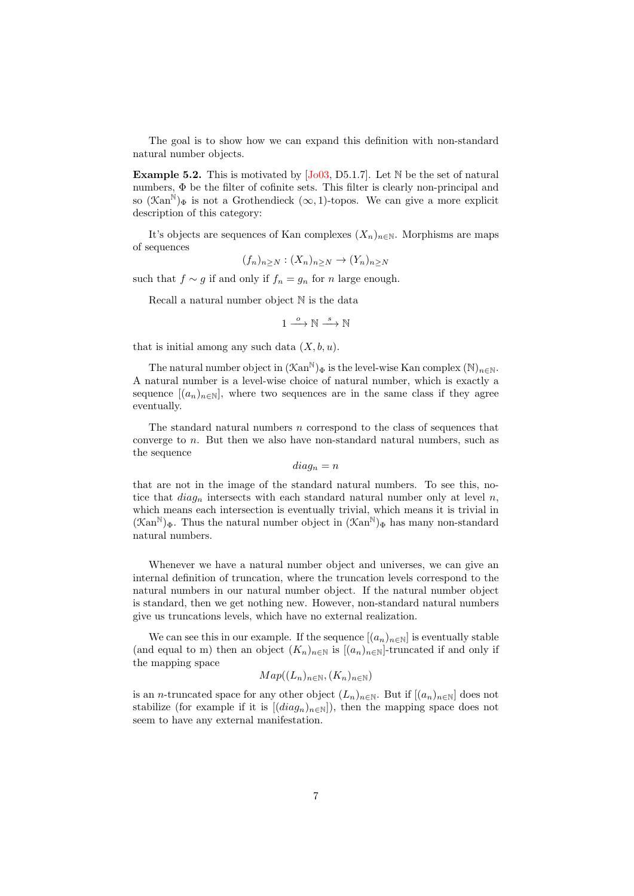The goal is to show how we can expand this definition with non-standard natural number objects.

**Example 5.2.** This is motivated by [Jo03, D5.1.7]. Let $\mathbb{N}$ be the set of natural numbers, $\Phi$ be the filter of cofinite sets. This filter is clearly non-principal and so $(\mathcal{K}\mathrm{an}^{\mathbb{N}})_\Phi$ is not a Grothendieck $(\infty, 1)$-topos. We can give a more explicit description of this category:

It's objects are sequences of Kan complexes $(X_n)_{n\in\mathbb{N}}$. Morphisms are maps of sequences

$$(f_n)_{n\geq N} : (X_n)_{n\geq N} \to (Y_n)_{n\geq N}$$

such that $f \sim g$ if and only if $f_n = g_n$ for $n$ large enough.

Recall a natural number object $\mathbb{N}$ is the data

$$1 \xrightarrow{o} \mathbb{N} \xrightarrow{s} \mathbb{N}$$

that is initial among any such data $(X, b, u)$.

The natural number object in $(\mathcal{K}\mathrm{an}^{\mathbb{N}})_\Phi$ is the level-wise Kan complex $(\mathbb{N})_{n\in\mathbb{N}}$. A natural number is a level-wise choice of natural number, which is exactly a sequence $[(a_n)_{n\in\mathbb{N}}]$, where two sequences are in the same class if they agree eventually.

The standard natural numbers $n$ correspond to the class of sequences that converge to $n$. But then we also have non-standard natural numbers, such as the sequence

$$diag_n = n$$

that are not in the image of the standard natural numbers. To see this, notice that $diag_n$ intersects with each standard natural number only at level $n$, which means each intersection is eventually trivial, which means it is trivial in $(\mathcal{K}\mathrm{an}^{\mathbb{N}})_\Phi$. Thus the natural number object in $(\mathcal{K}\mathrm{an}^{\mathbb{N}})_\Phi$ has many non-standard natural numbers.

Whenever we have a natural number object and universes, we can give an internal definition of truncation, where the truncation levels correspond to the natural numbers in our natural number object. If the natural number object is standard, then we get nothing new. However, non-standard natural numbers give us truncations levels, which have no external realization.

We can see this in our example. If the sequence $[(a_n)_{n\in\mathbb{N}}]$ is eventually stable (and equal to m) then an object $(K_n)_{n\in\mathbb{N}}$ is $[(a_n)_{n\in\mathbb{N}}]$-truncated if and only if the mapping space

$$Map((L_n)_{n\in\mathbb{N}}, (K_n)_{n\in\mathbb{N}})$$

is an $n$-truncated space for any other object $(L_n)_{n\in\mathbb{N}}$. But if $[(a_n)_{n\in\mathbb{N}}]$ does not stabilize (for example if it is $[(diag_n)_{n\in\mathbb{N}}]$), then the mapping space does not seem to have any external manifestation.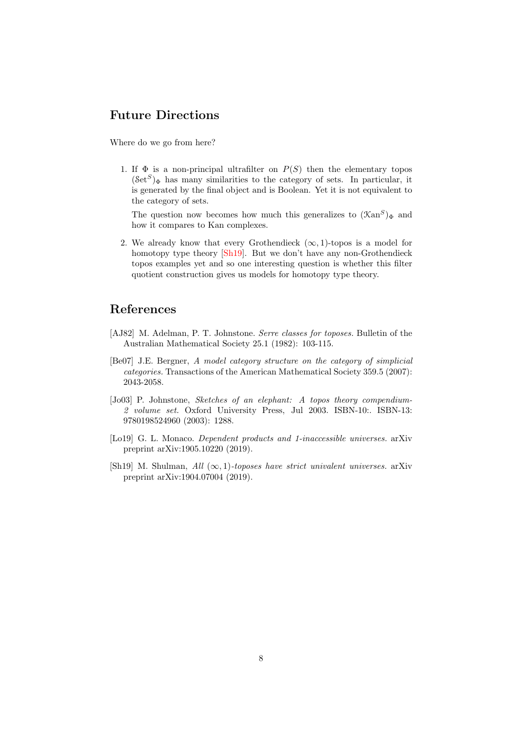## Future Directions

Where do we go from here?

1. If $\Phi$ is a non-principal ultrafilter on $P(S)$ then the elementary topos $(\mathcal{S}\mathrm{et}^S)_\Phi$ has many similarities to the category of sets. In particular, it is generated by the final object and is Boolean. Yet it is not equivalent to the category of sets.

   The question now becomes how much this generalizes to $(\mathcal{K}\mathrm{an}^S)_\Phi$ and how it compares to Kan complexes.

2. We already know that every Grothendieck $(\infty, 1)$-topos is a model for homotopy type theory [Sh19]. But we don't have any non-Grothendieck topos examples yet and so one interesting question is whether this filter quotient construction gives us models for homotopy type theory.

## References

[AJ82] M. Adelman, P. T. Johnstone. *Serre classes for toposes.* Bulletin of the Australian Mathematical Society 25.1 (1982): 103-115.

[Be07] J.E. Bergner, *A model category structure on the category of simplicial categories.* Transactions of the American Mathematical Society 359.5 (2007): 2043-2058.

[Jo03] P. Johnstone, *Sketches of an elephant: A topos theory compendium-2 volume set.* Oxford University Press, Jul 2003. ISBN-10:. ISBN-13: 9780198524960 (2003): 1288.

[Lo19] G. L. Monaco. *Dependent products and 1-inaccessible universes.* arXiv preprint arXiv:1905.10220 (2019).

[Sh19] M. Shulman, *All $(\infty, 1)$-toposes have strict univalent universes.* arXiv preprint arXiv:1904.07004 (2019).